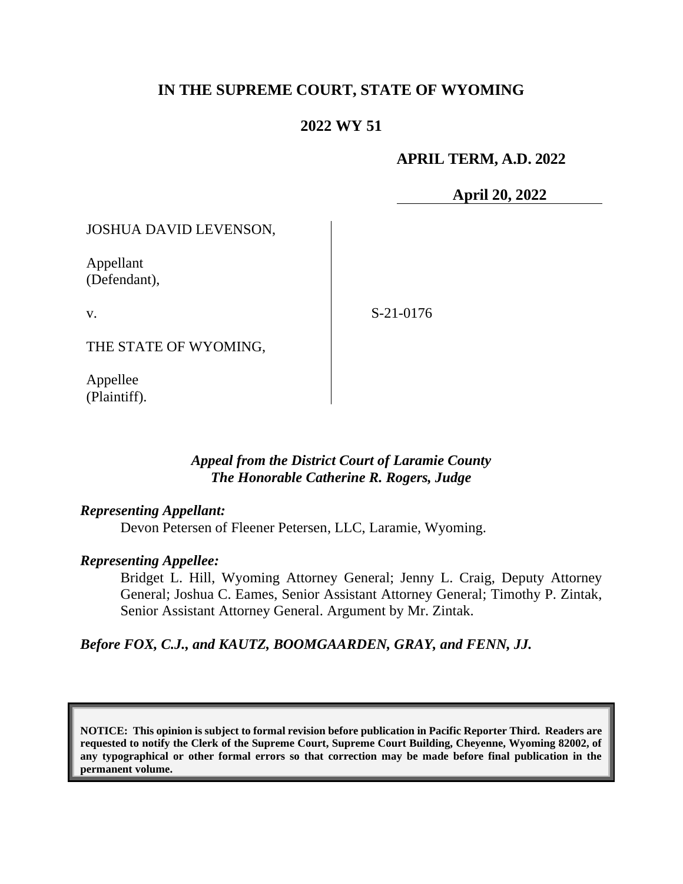# IN THE SUPREME COURT, STATE OF WYOMING

## 2022 WY 51

**APRIL TERM, A.D. 2022**

**April 20, 2022**

JOSHUA DAVID LEVENSON,

Appellant
(Defendant),

v.

THE STATE OF WYOMING,

Appellee
(Plaintiff).

S-21-0176

*Appeal from the District Court of Laramie County*
*The Honorable Catherine R. Rogers, Judge*

***Representing Appellant:***

Devon Petersen of Fleener Petersen, LLC, Laramie, Wyoming.

***Representing Appellee:***

Bridget L. Hill, Wyoming Attorney General; Jenny L. Craig, Deputy Attorney General; Joshua C. Eames, Senior Assistant Attorney General; Timothy P. Zintak, Senior Assistant Attorney General. Argument by Mr. Zintak.

***Before FOX, C.J., and KAUTZ, BOOMGAARDEN, GRAY, and FENN, JJ.***

**NOTICE: This opinion is subject to formal revision before publication in Pacific Reporter Third. Readers are requested to notify the Clerk of the Supreme Court, Supreme Court Building, Cheyenne, Wyoming 82002, of any typographical or other formal errors so that correction may be made before final publication in the permanent volume.**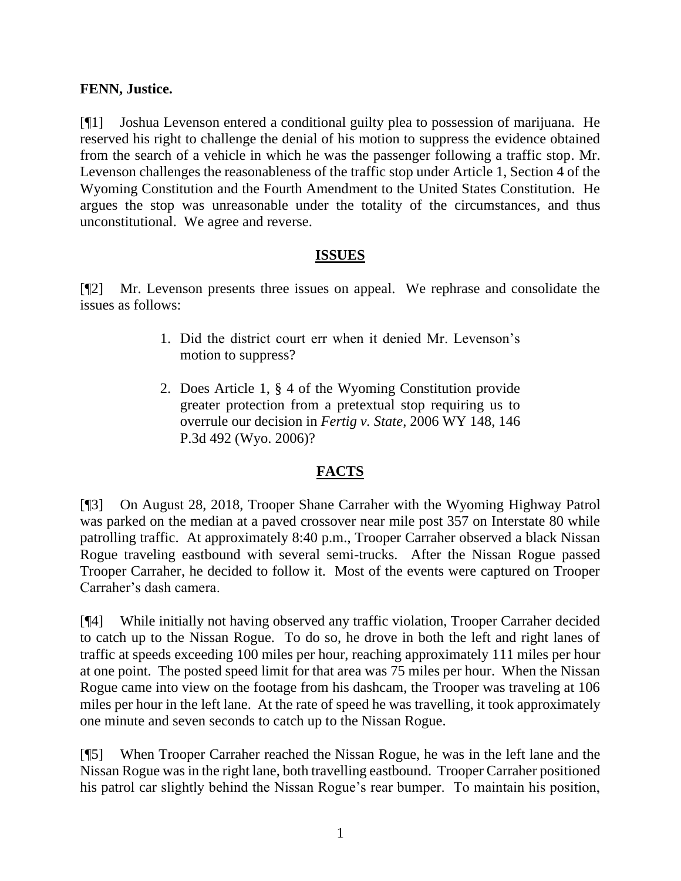**FENN, Justice.**

[¶1] Joshua Levenson entered a conditional guilty plea to possession of marijuana. He reserved his right to challenge the denial of his motion to suppress the evidence obtained from the search of a vehicle in which he was the passenger following a traffic stop. Mr. Levenson challenges the reasonableness of the traffic stop under Article 1, Section 4 of the Wyoming Constitution and the Fourth Amendment to the United States Constitution. He argues the stop was unreasonable under the totality of the circumstances, and thus unconstitutional. We agree and reverse.

## ISSUES

[¶2] Mr. Levenson presents three issues on appeal. We rephrase and consolidate the issues as follows:

1. Did the district court err when it denied Mr. Levenson's motion to suppress?

2. Does Article 1, § 4 of the Wyoming Constitution provide greater protection from a pretextual stop requiring us to overrule our decision in *Fertig v. State*, 2006 WY 148, 146 P.3d 492 (Wyo. 2006)?

## FACTS

[¶3] On August 28, 2018, Trooper Shane Carraher with the Wyoming Highway Patrol was parked on the median at a paved crossover near mile post 357 on Interstate 80 while patrolling traffic. At approximately 8:40 p.m., Trooper Carraher observed a black Nissan Rogue traveling eastbound with several semi-trucks. After the Nissan Rogue passed Trooper Carraher, he decided to follow it. Most of the events were captured on Trooper Carraher's dash camera.

[¶4] While initially not having observed any traffic violation, Trooper Carraher decided to catch up to the Nissan Rogue. To do so, he drove in both the left and right lanes of traffic at speeds exceeding 100 miles per hour, reaching approximately 111 miles per hour at one point. The posted speed limit for that area was 75 miles per hour. When the Nissan Rogue came into view on the footage from his dashcam, the Trooper was traveling at 106 miles per hour in the left lane. At the rate of speed he was travelling, it took approximately one minute and seven seconds to catch up to the Nissan Rogue.

[¶5] When Trooper Carraher reached the Nissan Rogue, he was in the left lane and the Nissan Rogue was in the right lane, both travelling eastbound. Trooper Carraher positioned his patrol car slightly behind the Nissan Rogue's rear bumper. To maintain his position,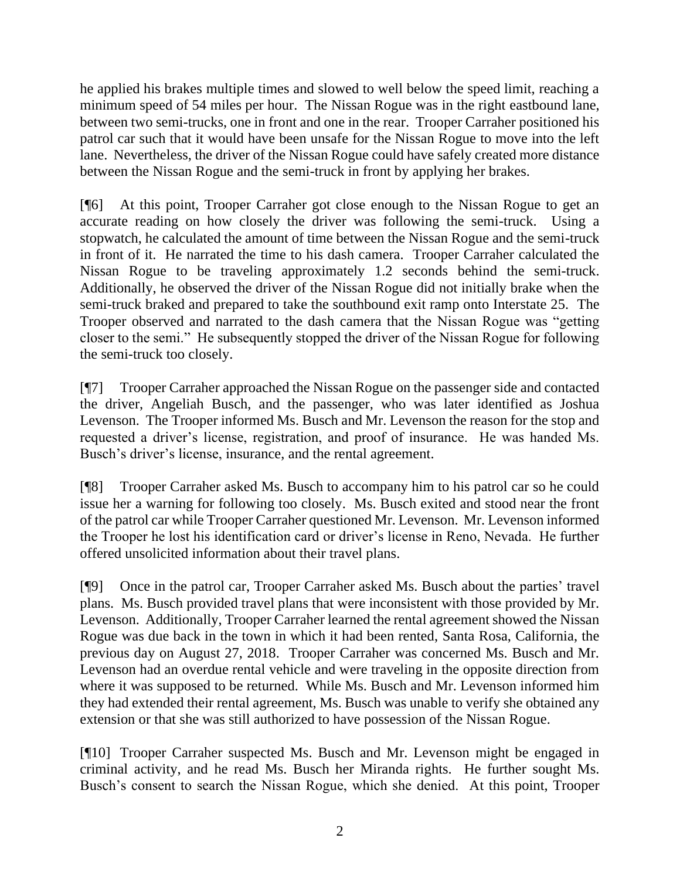he applied his brakes multiple times and slowed to well below the speed limit, reaching a minimum speed of 54 miles per hour. The Nissan Rogue was in the right eastbound lane, between two semi-trucks, one in front and one in the rear. Trooper Carraher positioned his patrol car such that it would have been unsafe for the Nissan Rogue to move into the left lane. Nevertheless, the driver of the Nissan Rogue could have safely created more distance between the Nissan Rogue and the semi-truck in front by applying her brakes.

[¶6] At this point, Trooper Carraher got close enough to the Nissan Rogue to get an accurate reading on how closely the driver was following the semi-truck. Using a stopwatch, he calculated the amount of time between the Nissan Rogue and the semi-truck in front of it. He narrated the time to his dash camera. Trooper Carraher calculated the Nissan Rogue to be traveling approximately 1.2 seconds behind the semi-truck. Additionally, he observed the driver of the Nissan Rogue did not initially brake when the semi-truck braked and prepared to take the southbound exit ramp onto Interstate 25. The Trooper observed and narrated to the dash camera that the Nissan Rogue was "getting closer to the semi." He subsequently stopped the driver of the Nissan Rogue for following the semi-truck too closely.

[¶7] Trooper Carraher approached the Nissan Rogue on the passenger side and contacted the driver, Angeliah Busch, and the passenger, who was later identified as Joshua Levenson. The Trooper informed Ms. Busch and Mr. Levenson the reason for the stop and requested a driver's license, registration, and proof of insurance. He was handed Ms. Busch's driver's license, insurance, and the rental agreement.

[¶8] Trooper Carraher asked Ms. Busch to accompany him to his patrol car so he could issue her a warning for following too closely. Ms. Busch exited and stood near the front of the patrol car while Trooper Carraher questioned Mr. Levenson. Mr. Levenson informed the Trooper he lost his identification card or driver's license in Reno, Nevada. He further offered unsolicited information about their travel plans.

[¶9] Once in the patrol car, Trooper Carraher asked Ms. Busch about the parties' travel plans. Ms. Busch provided travel plans that were inconsistent with those provided by Mr. Levenson. Additionally, Trooper Carraher learned the rental agreement showed the Nissan Rogue was due back in the town in which it had been rented, Santa Rosa, California, the previous day on August 27, 2018. Trooper Carraher was concerned Ms. Busch and Mr. Levenson had an overdue rental vehicle and were traveling in the opposite direction from where it was supposed to be returned. While Ms. Busch and Mr. Levenson informed him they had extended their rental agreement, Ms. Busch was unable to verify she obtained any extension or that she was still authorized to have possession of the Nissan Rogue.

[¶10] Trooper Carraher suspected Ms. Busch and Mr. Levenson might be engaged in criminal activity, and he read Ms. Busch her Miranda rights. He further sought Ms. Busch's consent to search the Nissan Rogue, which she denied. At this point, Trooper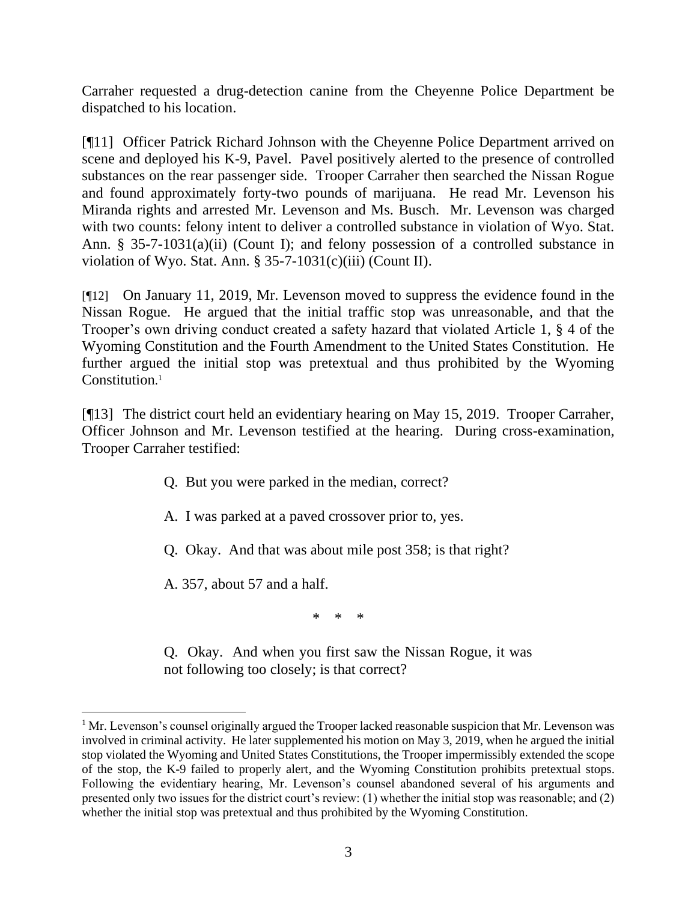Carraher requested a drug-detection canine from the Cheyenne Police Department be dispatched to his location.

[¶11] Officer Patrick Richard Johnson with the Cheyenne Police Department arrived on scene and deployed his K-9, Pavel. Pavel positively alerted to the presence of controlled substances on the rear passenger side. Trooper Carraher then searched the Nissan Rogue and found approximately forty-two pounds of marijuana. He read Mr. Levenson his Miranda rights and arrested Mr. Levenson and Ms. Busch. Mr. Levenson was charged with two counts: felony intent to deliver a controlled substance in violation of Wyo. Stat. Ann. § 35-7-1031(a)(ii) (Count I); and felony possession of a controlled substance in violation of Wyo. Stat. Ann. § 35-7-1031(c)(iii) (Count II).

[¶12] On January 11, 2019, Mr. Levenson moved to suppress the evidence found in the Nissan Rogue. He argued that the initial traffic stop was unreasonable, and that the Trooper's own driving conduct created a safety hazard that violated Article 1, § 4 of the Wyoming Constitution and the Fourth Amendment to the United States Constitution. He further argued the initial stop was pretextual and thus prohibited by the Wyoming Constitution.[1]

[¶13] The district court held an evidentiary hearing on May 15, 2019. Trooper Carraher, Officer Johnson and Mr. Levenson testified at the hearing. During cross-examination, Trooper Carraher testified:

> Q. But you were parked in the median, correct?
>
> A. I was parked at a paved crossover prior to, yes.
>
> Q. Okay. And that was about mile post 358; is that right?
>
> A. 357, about 57 and a half.
>
> \* \* \*
>
> Q. Okay. And when you first saw the Nissan Rogue, it was not following too closely; is that correct?

---

[1] Mr. Levenson's counsel originally argued the Trooper lacked reasonable suspicion that Mr. Levenson was involved in criminal activity. He later supplemented his motion on May 3, 2019, when he argued the initial stop violated the Wyoming and United States Constitutions, the Trooper impermissibly extended the scope of the stop, the K-9 failed to properly alert, and the Wyoming Constitution prohibits pretextual stops. Following the evidentiary hearing, Mr. Levenson's counsel abandoned several of his arguments and presented only two issues for the district court's review: (1) whether the initial stop was reasonable; and (2) whether the initial stop was pretextual and thus prohibited by the Wyoming Constitution.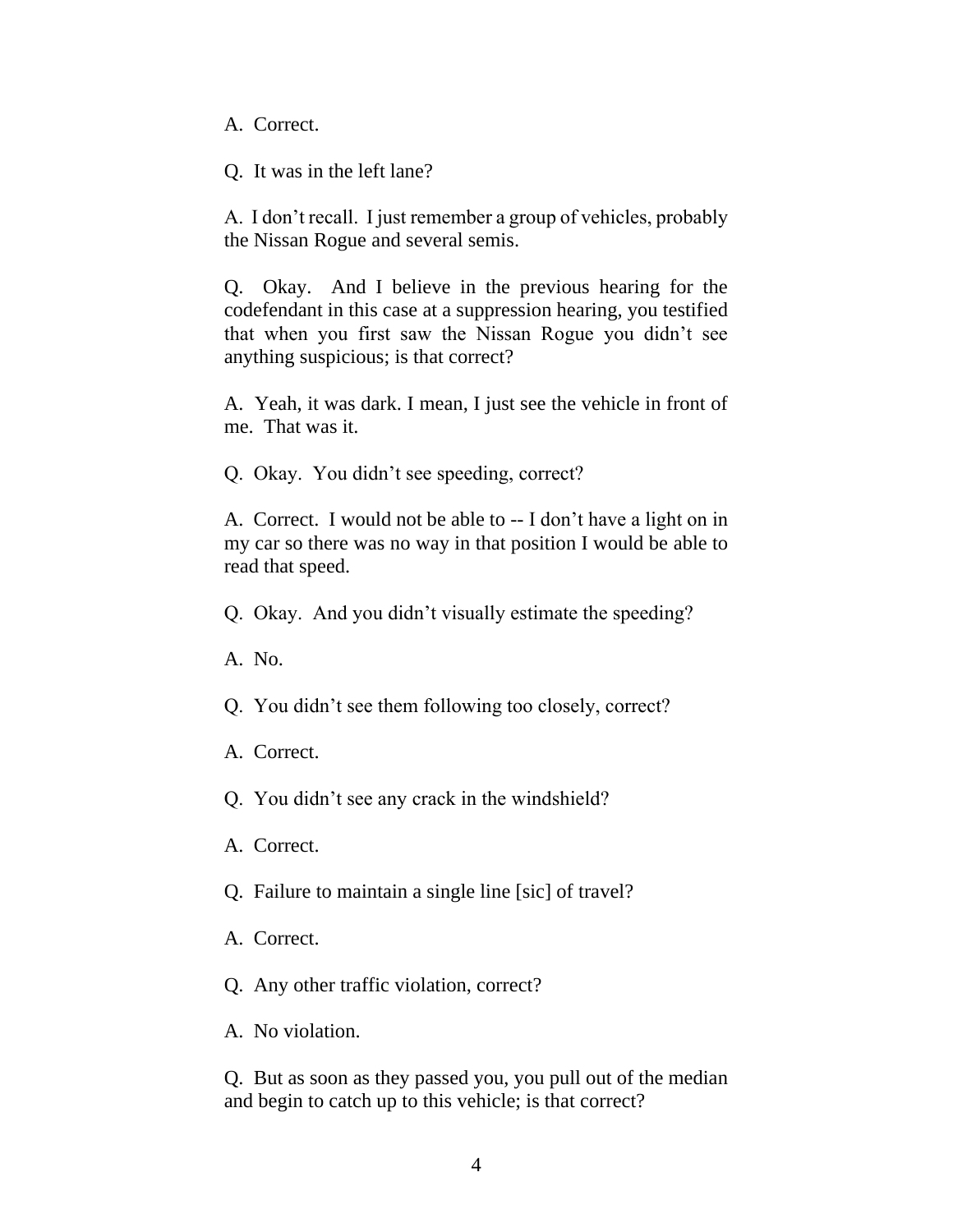A. Correct.

Q. It was in the left lane?

A. I don't recall. I just remember a group of vehicles, probably the Nissan Rogue and several semis.

Q. Okay. And I believe in the previous hearing for the codefendant in this case at a suppression hearing, you testified that when you first saw the Nissan Rogue you didn't see anything suspicious; is that correct?

A. Yeah, it was dark. I mean, I just see the vehicle in front of me. That was it.

Q. Okay. You didn't see speeding, correct?

A. Correct. I would not be able to -- I don't have a light on in my car so there was no way in that position I would be able to read that speed.

Q. Okay. And you didn't visually estimate the speeding?

A. No.

Q. You didn't see them following too closely, correct?

A. Correct.

Q. You didn't see any crack in the windshield?

A. Correct.

Q. Failure to maintain a single line [sic] of travel?

A. Correct.

Q. Any other traffic violation, correct?

A. No violation.

Q. But as soon as they passed you, you pull out of the median and begin to catch up to this vehicle; is that correct?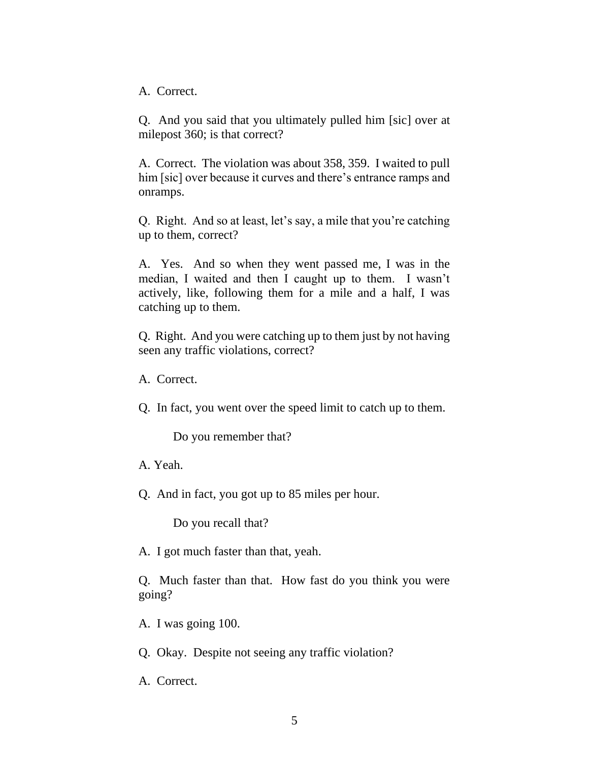A. Correct.

Q. And you said that you ultimately pulled him [sic] over at milepost 360; is that correct?

A. Correct. The violation was about 358, 359. I waited to pull him [sic] over because it curves and there's entrance ramps and onramps.

Q. Right. And so at least, let's say, a mile that you're catching up to them, correct?

A. Yes. And so when they went passed me, I was in the median, I waited and then I caught up to them. I wasn't actively, like, following them for a mile and a half, I was catching up to them.

Q. Right. And you were catching up to them just by not having seen any traffic violations, correct?

A. Correct.

Q. In fact, you went over the speed limit to catch up to them.

Do you remember that?

A. Yeah.

Q. And in fact, you got up to 85 miles per hour.

Do you recall that?

A. I got much faster than that, yeah.

Q. Much faster than that. How fast do you think you were going?

A. I was going 100.

Q. Okay. Despite not seeing any traffic violation?

A. Correct.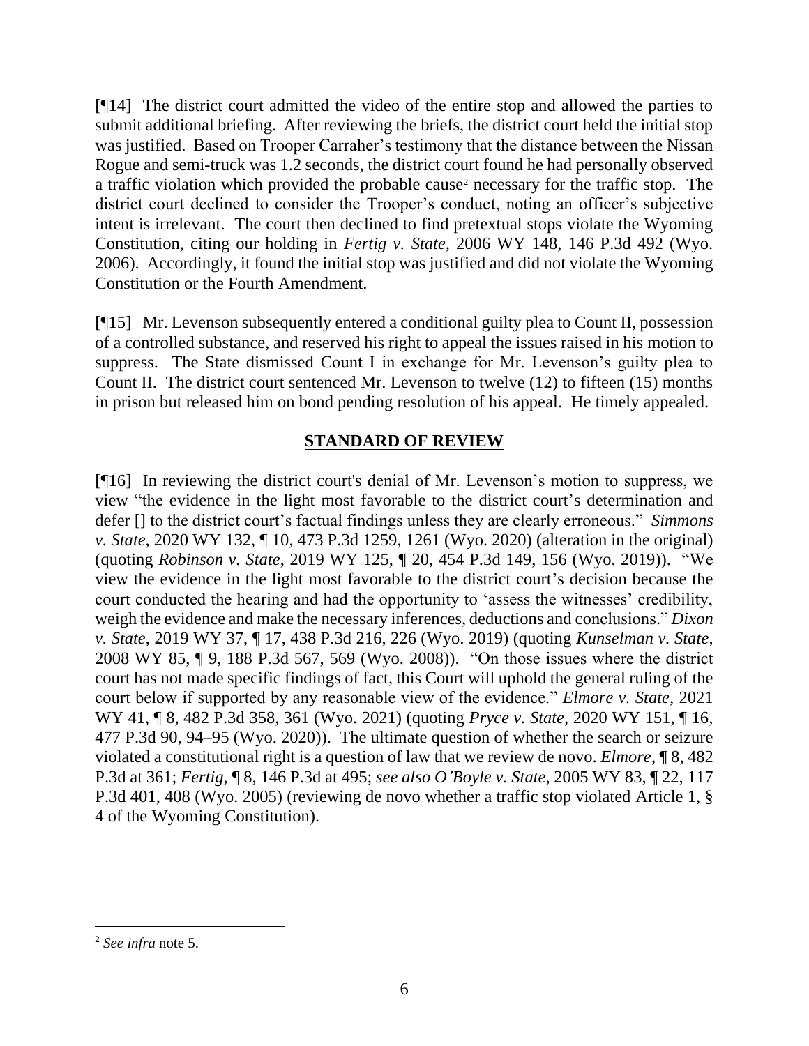[¶14] The district court admitted the video of the entire stop and allowed the parties to submit additional briefing. After reviewing the briefs, the district court held the initial stop was justified. Based on Trooper Carraher's testimony that the distance between the Nissan Rogue and semi-truck was 1.2 seconds, the district court found he had personally observed a traffic violation which provided the probable cause[2] necessary for the traffic stop. The district court declined to consider the Trooper's conduct, noting an officer's subjective intent is irrelevant. The court then declined to find pretextual stops violate the Wyoming Constitution, citing our holding in *Fertig v. State*, 2006 WY 148, 146 P.3d 492 (Wyo. 2006). Accordingly, it found the initial stop was justified and did not violate the Wyoming Constitution or the Fourth Amendment.

[¶15] Mr. Levenson subsequently entered a conditional guilty plea to Count II, possession of a controlled substance, and reserved his right to appeal the issues raised in his motion to suppress. The State dismissed Count I in exchange for Mr. Levenson's guilty plea to Count II. The district court sentenced Mr. Levenson to twelve (12) to fifteen (15) months in prison but released him on bond pending resolution of his appeal. He timely appealed.

## STANDARD OF REVIEW

[¶16] In reviewing the district court's denial of Mr. Levenson's motion to suppress, we view "the evidence in the light most favorable to the district court's determination and defer [] to the district court's factual findings unless they are clearly erroneous." *Simmons v. State*, 2020 WY 132, ¶ 10, 473 P.3d 1259, 1261 (Wyo. 2020) (alteration in the original) (quoting *Robinson v. State*, 2019 WY 125, ¶ 20, 454 P.3d 149, 156 (Wyo. 2019)). "We view the evidence in the light most favorable to the district court's decision because the court conducted the hearing and had the opportunity to 'assess the witnesses' credibility, weigh the evidence and make the necessary inferences, deductions and conclusions." *Dixon v. State*, 2019 WY 37, ¶ 17, 438 P.3d 216, 226 (Wyo. 2019) (quoting *Kunselman v. State*, 2008 WY 85, ¶ 9, 188 P.3d 567, 569 (Wyo. 2008)). "On those issues where the district court has not made specific findings of fact, this Court will uphold the general ruling of the court below if supported by any reasonable view of the evidence." *Elmore v. State*, 2021 WY 41, ¶ 8, 482 P.3d 358, 361 (Wyo. 2021) (quoting *Pryce v. State*, 2020 WY 151, ¶ 16, 477 P.3d 90, 94–95 (Wyo. 2020)). The ultimate question of whether the search or seizure violated a constitutional right is a question of law that we review de novo. *Elmore*, ¶ 8, 482 P.3d at 361; *Fertig*, ¶ 8, 146 P.3d at 495; *see also O'Boyle v. State*, 2005 WY 83, ¶ 22, 117 P.3d 401, 408 (Wyo. 2005) (reviewing de novo whether a traffic stop violated Article 1, § 4 of the Wyoming Constitution).

---

[2] *See infra* note 5.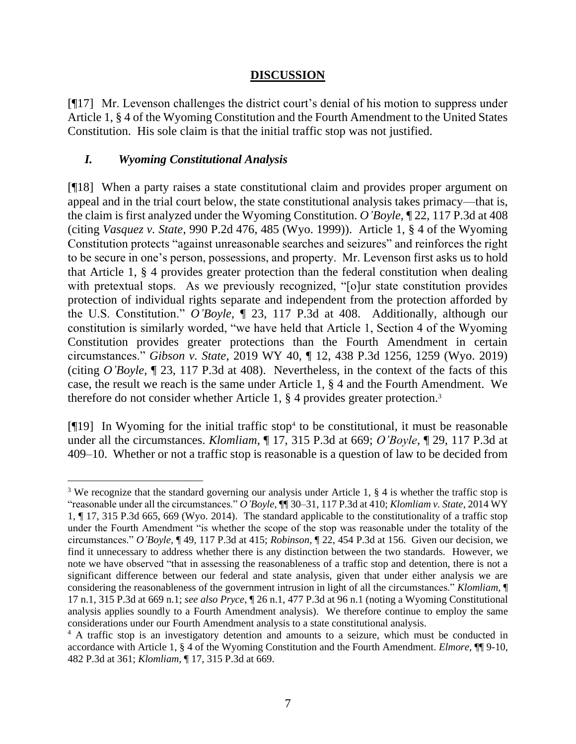## DISCUSSION

[¶17] Mr. Levenson challenges the district court's denial of his motion to suppress under Article 1, § 4 of the Wyoming Constitution and the Fourth Amendment to the United States Constitution. His sole claim is that the initial traffic stop was not justified.

### *I. Wyoming Constitutional Analysis*

[¶18] When a party raises a state constitutional claim and provides proper argument on appeal and in the trial court below, the state constitutional analysis takes primacy—that is, the claim is first analyzed under the Wyoming Constitution. *O'Boyle*, ¶ 22, 117 P.3d at 408 (citing *Vasquez v. State*, 990 P.2d 476, 485 (Wyo. 1999)). Article 1, § 4 of the Wyoming Constitution protects "against unreasonable searches and seizures" and reinforces the right to be secure in one's person, possessions, and property. Mr. Levenson first asks us to hold that Article 1, § 4 provides greater protection than the federal constitution when dealing with pretextual stops. As we previously recognized, "[o]ur state constitution provides protection of individual rights separate and independent from the protection afforded by the U.S. Constitution." *O'Boyle*, ¶ 23, 117 P.3d at 408. Additionally, although our constitution is similarly worded, "we have held that Article 1, Section 4 of the Wyoming Constitution provides greater protections than the Fourth Amendment in certain circumstances." *Gibson v. State*, 2019 WY 40, ¶ 12, 438 P.3d 1256, 1259 (Wyo. 2019) (citing *O'Boyle*, ¶ 23, 117 P.3d at 408). Nevertheless, in the context of the facts of this case, the result we reach is the same under Article 1, § 4 and the Fourth Amendment. We therefore do not consider whether Article 1, § 4 provides greater protection.[3]

[¶19] In Wyoming for the initial traffic stop[4] to be constitutional, it must be reasonable under all the circumstances. *Klomliam*, ¶ 17, 315 P.3d at 669; *O'Boyle*, ¶ 29, 117 P.3d at 409–10. Whether or not a traffic stop is reasonable is a question of law to be decided from

---

[3] We recognize that the standard governing our analysis under Article 1, § 4 is whether the traffic stop is "reasonable under all the circumstances." *O'Boyle*, ¶¶ 30–31, 117 P.3d at 410; *Klomliam v. State*, 2014 WY 1, ¶ 17, 315 P.3d 665, 669 (Wyo. 2014). The standard applicable to the constitutionality of a traffic stop under the Fourth Amendment "is whether the scope of the stop was reasonable under the totality of the circumstances." *O'Boyle*, ¶ 49, 117 P.3d at 415; *Robinson*, ¶ 22, 454 P.3d at 156. Given our decision, we find it unnecessary to address whether there is any distinction between the two standards. However, we note we have observed "that in assessing the reasonableness of a traffic stop and detention, there is not a significant difference between our federal and state analysis, given that under either analysis we are considering the reasonableness of the government intrusion in light of all the circumstances." *Klomliam*, ¶ 17 n.1, 315 P.3d at 669 n.1; *see also Pryce*, ¶ 26 n.1, 477 P.3d at 96 n.1 (noting a Wyoming Constitutional analysis applies soundly to a Fourth Amendment analysis). We therefore continue to employ the same considerations under our Fourth Amendment analysis to a state constitutional analysis.

[4] A traffic stop is an investigatory detention and amounts to a seizure, which must be conducted in accordance with Article 1, § 4 of the Wyoming Constitution and the Fourth Amendment. *Elmore*, ¶¶ 9-10, 482 P.3d at 361; *Klomliam*, ¶ 17, 315 P.3d at 669.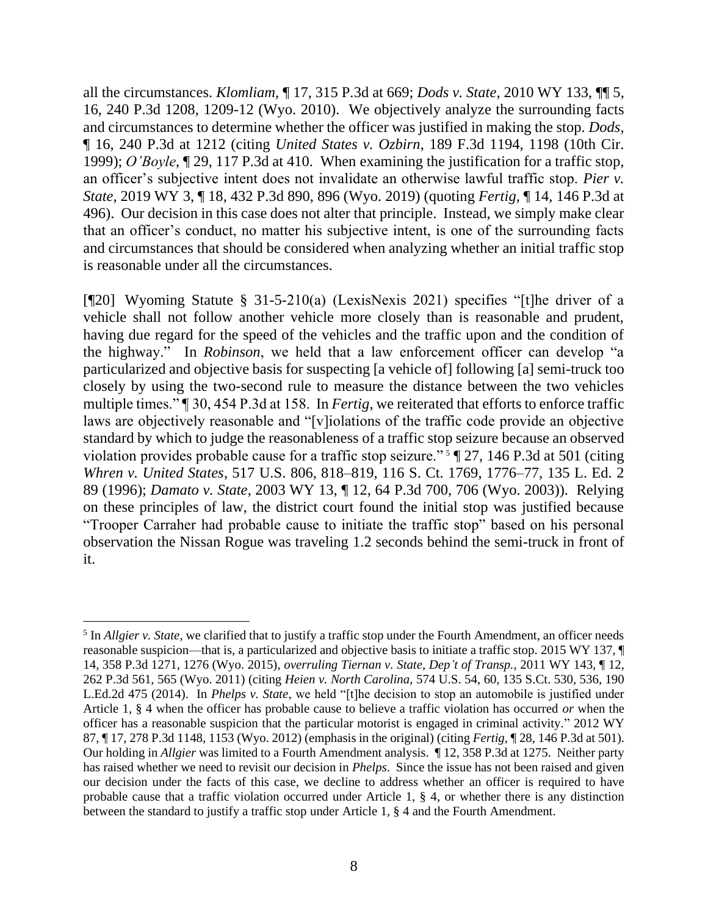all the circumstances. *Klomliam*, ¶ 17, 315 P.3d at 669; *Dods v. State*, 2010 WY 133, ¶¶ 5, 16, 240 P.3d 1208, 1209-12 (Wyo. 2010). We objectively analyze the surrounding facts and circumstances to determine whether the officer was justified in making the stop. *Dods*, ¶ 16, 240 P.3d at 1212 (citing *United States v. Ozbirn*, 189 F.3d 1194, 1198 (10th Cir. 1999); *O'Boyle*, ¶ 29, 117 P.3d at 410. When examining the justification for a traffic stop, an officer's subjective intent does not invalidate an otherwise lawful traffic stop. *Pier v. State*, 2019 WY 3, ¶ 18, 432 P.3d 890, 896 (Wyo. 2019) (quoting *Fertig*, ¶ 14, 146 P.3d at 496). Our decision in this case does not alter that principle. Instead, we simply make clear that an officer's conduct, no matter his subjective intent, is one of the surrounding facts and circumstances that should be considered when analyzing whether an initial traffic stop is reasonable under all the circumstances.

[¶20] Wyoming Statute § 31-5-210(a) (LexisNexis 2021) specifies "[t]he driver of a vehicle shall not follow another vehicle more closely than is reasonable and prudent, having due regard for the speed of the vehicles and the traffic upon and the condition of the highway." In *Robinson*, we held that a law enforcement officer can develop "a particularized and objective basis for suspecting [a vehicle of] following [a] semi-truck too closely by using the two-second rule to measure the distance between the two vehicles multiple times." ¶ 30, 454 P.3d at 158. In *Fertig*, we reiterated that efforts to enforce traffic laws are objectively reasonable and "[v]iolations of the traffic code provide an objective standard by which to judge the reasonableness of a traffic stop seizure because an observed violation provides probable cause for a traffic stop seizure."[5] ¶ 27, 146 P.3d at 501 (citing *Whren v. United States*, 517 U.S. 806, 818–819, 116 S. Ct. 1769, 1776–77, 135 L. Ed. 2 89 (1996); *Damato v. State*, 2003 WY 13, ¶ 12, 64 P.3d 700, 706 (Wyo. 2003)). Relying on these principles of law, the district court found the initial stop was justified because "Trooper Carraher had probable cause to initiate the traffic stop" based on his personal observation the Nissan Rogue was traveling 1.2 seconds behind the semi-truck in front of it.

---

[5] In *Allgier v. State*, we clarified that to justify a traffic stop under the Fourth Amendment, an officer needs reasonable suspicion—that is, a particularized and objective basis to initiate a traffic stop. 2015 WY 137, ¶ 14, 358 P.3d 1271, 1276 (Wyo. 2015), *overruling Tiernan v. State, Dep't of Transp.*, 2011 WY 143, ¶ 12, 262 P.3d 561, 565 (Wyo. 2011) (citing *Heien v. North Carolina*, 574 U.S. 54, 60, 135 S.Ct. 530, 536, 190 L.Ed.2d 475 (2014). In *Phelps v. State*, we held "[t]he decision to stop an automobile is justified under Article 1, § 4 when the officer has probable cause to believe a traffic violation has occurred *or* when the officer has a reasonable suspicion that the particular motorist is engaged in criminal activity." 2012 WY 87, ¶ 17, 278 P.3d 1148, 1153 (Wyo. 2012) (emphasis in the original) (citing *Fertig*, ¶ 28, 146 P.3d at 501). Our holding in *Allgier* was limited to a Fourth Amendment analysis. ¶ 12, 358 P.3d at 1275. Neither party has raised whether we need to revisit our decision in *Phelps*. Since the issue has not been raised and given our decision under the facts of this case, we decline to address whether an officer is required to have probable cause that a traffic violation occurred under Article 1, § 4, or whether there is any distinction between the standard to justify a traffic stop under Article 1, § 4 and the Fourth Amendment.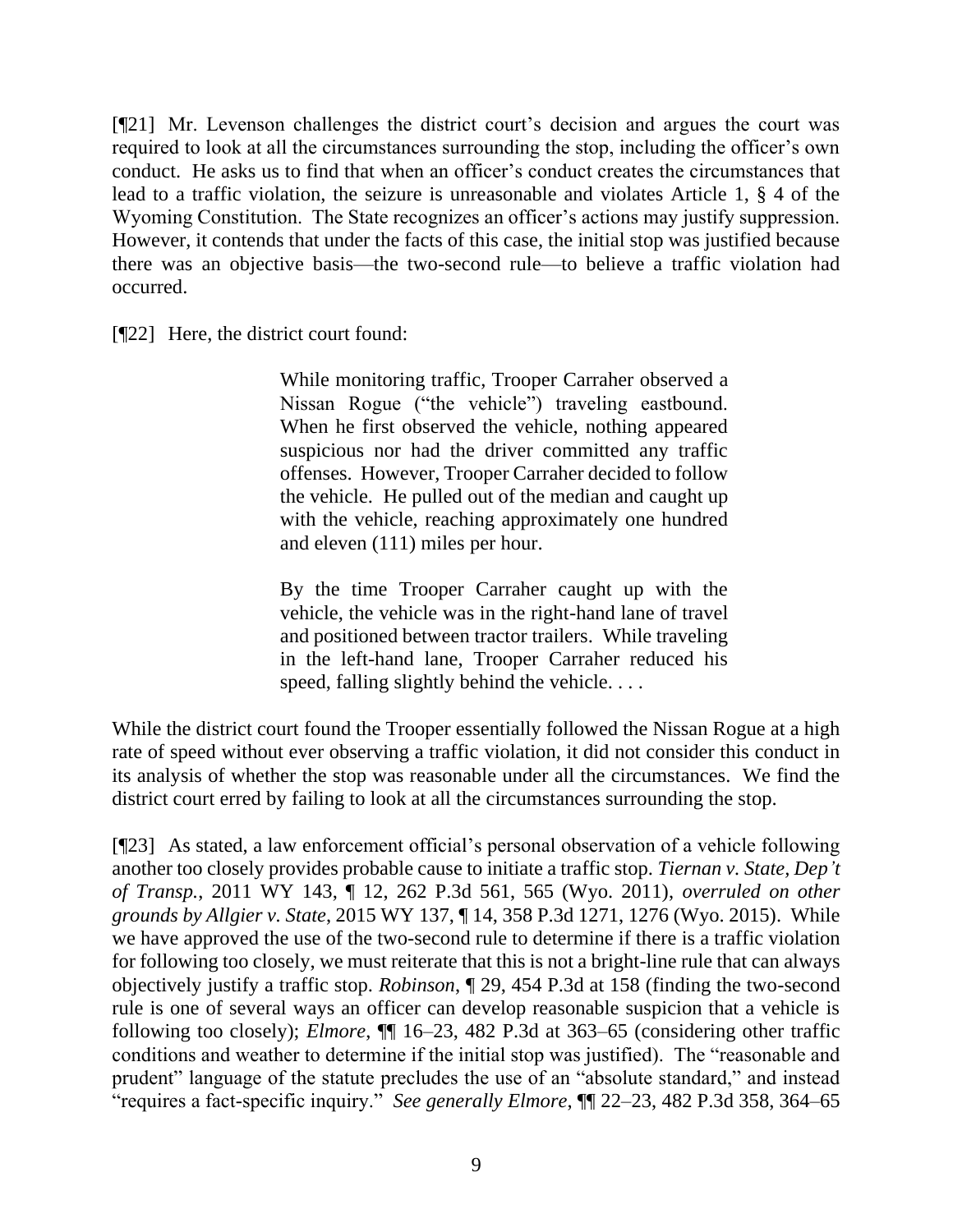[¶21] Mr. Levenson challenges the district court's decision and argues the court was required to look at all the circumstances surrounding the stop, including the officer's own conduct. He asks us to find that when an officer's conduct creates the circumstances that lead to a traffic violation, the seizure is unreasonable and violates Article 1, § 4 of the Wyoming Constitution. The State recognizes an officer's actions may justify suppression. However, it contends that under the facts of this case, the initial stop was justified because there was an objective basis—the two-second rule—to believe a traffic violation had occurred.

[¶22] Here, the district court found:

> While monitoring traffic, Trooper Carraher observed a Nissan Rogue ("the vehicle") traveling eastbound. When he first observed the vehicle, nothing appeared suspicious nor had the driver committed any traffic offenses. However, Trooper Carraher decided to follow the vehicle. He pulled out of the median and caught up with the vehicle, reaching approximately one hundred and eleven (111) miles per hour.
>
> By the time Trooper Carraher caught up with the vehicle, the vehicle was in the right-hand lane of travel and positioned between tractor trailers. While traveling in the left-hand lane, Trooper Carraher reduced his speed, falling slightly behind the vehicle. . . .

While the district court found the Trooper essentially followed the Nissan Rogue at a high rate of speed without ever observing a traffic violation, it did not consider this conduct in its analysis of whether the stop was reasonable under all the circumstances. We find the district court erred by failing to look at all the circumstances surrounding the stop.

[¶23] As stated, a law enforcement official's personal observation of a vehicle following another too closely provides probable cause to initiate a traffic stop. *Tiernan v. State, Dep't of Transp.*, 2011 WY 143, ¶ 12, 262 P.3d 561, 565 (Wyo. 2011), *overruled on other grounds by Allgier v. State*, 2015 WY 137, ¶ 14, 358 P.3d 1271, 1276 (Wyo. 2015). While we have approved the use of the two-second rule to determine if there is a traffic violation for following too closely, we must reiterate that this is not a bright-line rule that can always objectively justify a traffic stop. *Robinson*, ¶ 29, 454 P.3d at 158 (finding the two-second rule is one of several ways an officer can develop reasonable suspicion that a vehicle is following too closely); *Elmore*, ¶¶ 16–23, 482 P.3d at 363–65 (considering other traffic conditions and weather to determine if the initial stop was justified). The "reasonable and prudent" language of the statute precludes the use of an "absolute standard," and instead "requires a fact-specific inquiry." *See generally Elmore*, ¶¶ 22–23, 482 P.3d 358, 364–65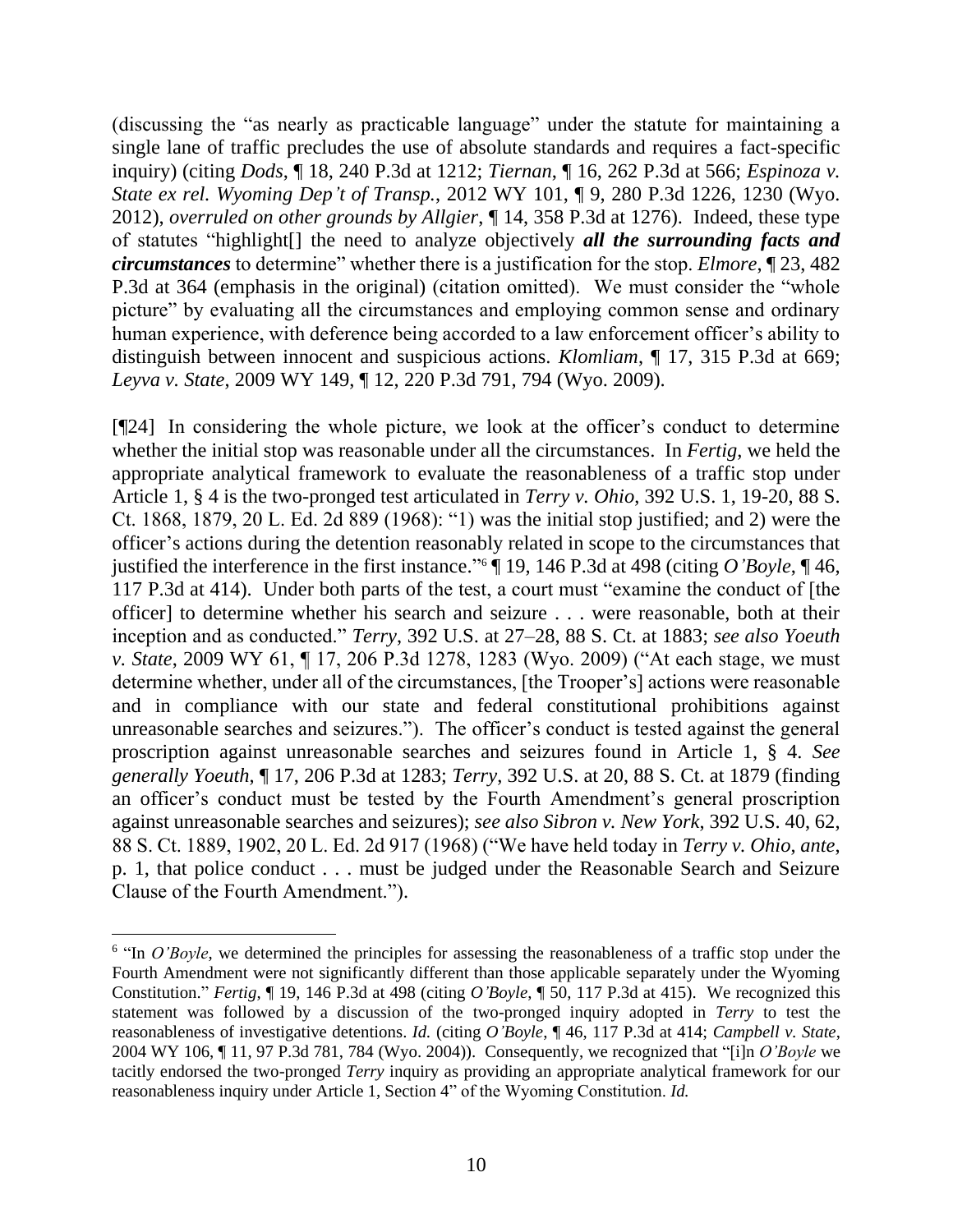(discussing the "as nearly as practicable language" under the statute for maintaining a single lane of traffic precludes the use of absolute standards and requires a fact-specific inquiry) (citing *Dods*, ¶ 18, 240 P.3d at 1212; *Tiernan*, ¶ 16, 262 P.3d at 566; *Espinoza v. State ex rel. Wyoming Dep't of Transp.*, 2012 WY 101, ¶ 9, 280 P.3d 1226, 1230 (Wyo. 2012), *overruled on other grounds by Allgier*, ¶ 14, 358 P.3d at 1276). Indeed, these type of statutes "highlight[] the need to analyze objectively ***all the surrounding facts and circumstances*** to determine" whether there is a justification for the stop. *Elmore*, ¶ 23, 482 P.3d at 364 (emphasis in the original) (citation omitted). We must consider the "whole picture" by evaluating all the circumstances and employing common sense and ordinary human experience, with deference being accorded to a law enforcement officer's ability to distinguish between innocent and suspicious actions. *Klomliam*, ¶ 17, 315 P.3d at 669; *Leyva v. State*, 2009 WY 149, ¶ 12, 220 P.3d 791, 794 (Wyo. 2009).

[¶24] In considering the whole picture, we look at the officer's conduct to determine whether the initial stop was reasonable under all the circumstances. In *Fertig*, we held the appropriate analytical framework to evaluate the reasonableness of a traffic stop under Article 1, § 4 is the two-pronged test articulated in *Terry v. Ohio*, 392 U.S. 1, 19-20, 88 S. Ct. 1868, 1879, 20 L. Ed. 2d 889 (1968): "1) was the initial stop justified; and 2) were the officer's actions during the detention reasonably related in scope to the circumstances that justified the interference in the first instance."[6] ¶ 19, 146 P.3d at 498 (citing *O'Boyle*, ¶ 46, 117 P.3d at 414). Under both parts of the test, a court must "examine the conduct of [the officer] to determine whether his search and seizure . . . were reasonable, both at their inception and as conducted." *Terry*, 392 U.S. at 27–28, 88 S. Ct. at 1883; *see also Yoeuth v. State*, 2009 WY 61, ¶ 17, 206 P.3d 1278, 1283 (Wyo. 2009) ("At each stage, we must determine whether, under all of the circumstances, [the Trooper's] actions were reasonable and in compliance with our state and federal constitutional prohibitions against unreasonable searches and seizures."). The officer's conduct is tested against the general proscription against unreasonable searches and seizures found in Article 1, § 4. *See generally Yoeuth*, ¶ 17, 206 P.3d at 1283; *Terry*, 392 U.S. at 20, 88 S. Ct. at 1879 (finding an officer's conduct must be tested by the Fourth Amendment's general proscription against unreasonable searches and seizures); *see also Sibron v. New York*, 392 U.S. 40, 62, 88 S. Ct. 1889, 1902, 20 L. Ed. 2d 917 (1968) ("We have held today in *Terry v. Ohio*, *ante*, p. 1, that police conduct . . . must be judged under the Reasonable Search and Seizure Clause of the Fourth Amendment.").

---

[6] "In *O'Boyle*, we determined the principles for assessing the reasonableness of a traffic stop under the Fourth Amendment were not significantly different than those applicable separately under the Wyoming Constitution." *Fertig*, ¶ 19, 146 P.3d at 498 (citing *O'Boyle*, ¶ 50, 117 P.3d at 415). We recognized this statement was followed by a discussion of the two-pronged inquiry adopted in *Terry* to test the reasonableness of investigative detentions. *Id.* (citing *O'Boyle*, ¶ 46, 117 P.3d at 414; *Campbell v. State*, 2004 WY 106, ¶ 11, 97 P.3d 781, 784 (Wyo. 2004)). Consequently, we recognized that "[i]n *O'Boyle* we tacitly endorsed the two-pronged *Terry* inquiry as providing an appropriate analytical framework for our reasonableness inquiry under Article 1, Section 4" of the Wyoming Constitution. *Id.*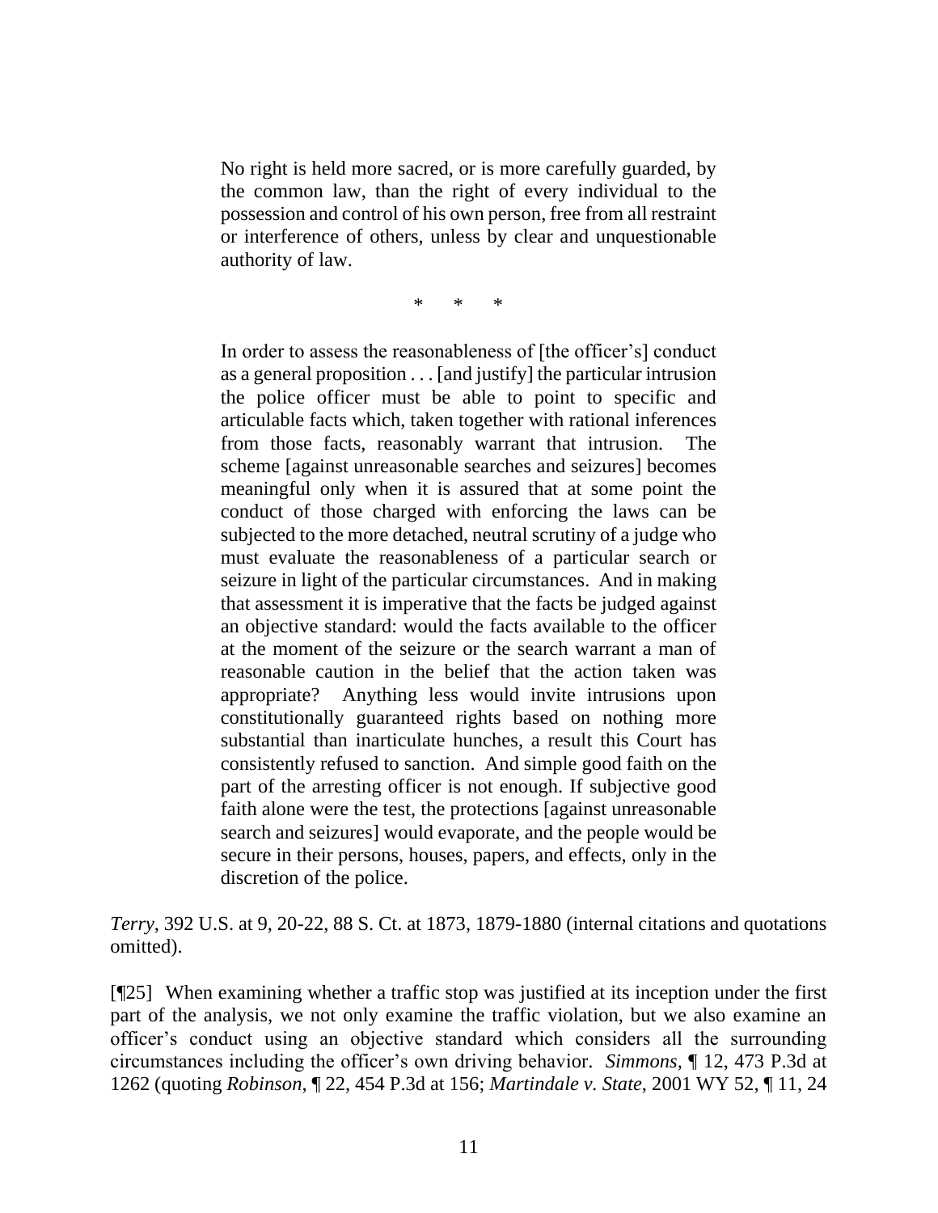> No right is held more sacred, or is more carefully guarded, by the common law, than the right of every individual to the possession and control of his own person, free from all restraint or interference of others, unless by clear and unquestionable authority of law.
>
> \* \* \*
>
> In order to assess the reasonableness of [the officer's] conduct as a general proposition . . . [and justify] the particular intrusion the police officer must be able to point to specific and articulable facts which, taken together with rational inferences from those facts, reasonably warrant that intrusion. The scheme [against unreasonable searches and seizures] becomes meaningful only when it is assured that at some point the conduct of those charged with enforcing the laws can be subjected to the more detached, neutral scrutiny of a judge who must evaluate the reasonableness of a particular search or seizure in light of the particular circumstances. And in making that assessment it is imperative that the facts be judged against an objective standard: would the facts available to the officer at the moment of the seizure or the search warrant a man of reasonable caution in the belief that the action taken was appropriate? Anything less would invite intrusions upon constitutionally guaranteed rights based on nothing more substantial than inarticulate hunches, a result this Court has consistently refused to sanction. And simple good faith on the part of the arresting officer is not enough. If subjective good faith alone were the test, the protections [against unreasonable search and seizures] would evaporate, and the people would be secure in their persons, houses, papers, and effects, only in the discretion of the police.

*Terry*, 392 U.S. at 9, 20-22, 88 S. Ct. at 1873, 1879-1880 (internal citations and quotations omitted).

[¶25] When examining whether a traffic stop was justified at its inception under the first part of the analysis, we not only examine the traffic violation, but we also examine an officer's conduct using an objective standard which considers all the surrounding circumstances including the officer's own driving behavior. *Simmons*, ¶ 12, 473 P.3d at 1262 (quoting *Robinson*, ¶ 22, 454 P.3d at 156; *Martindale v. State*, 2001 WY 52, ¶ 11, 24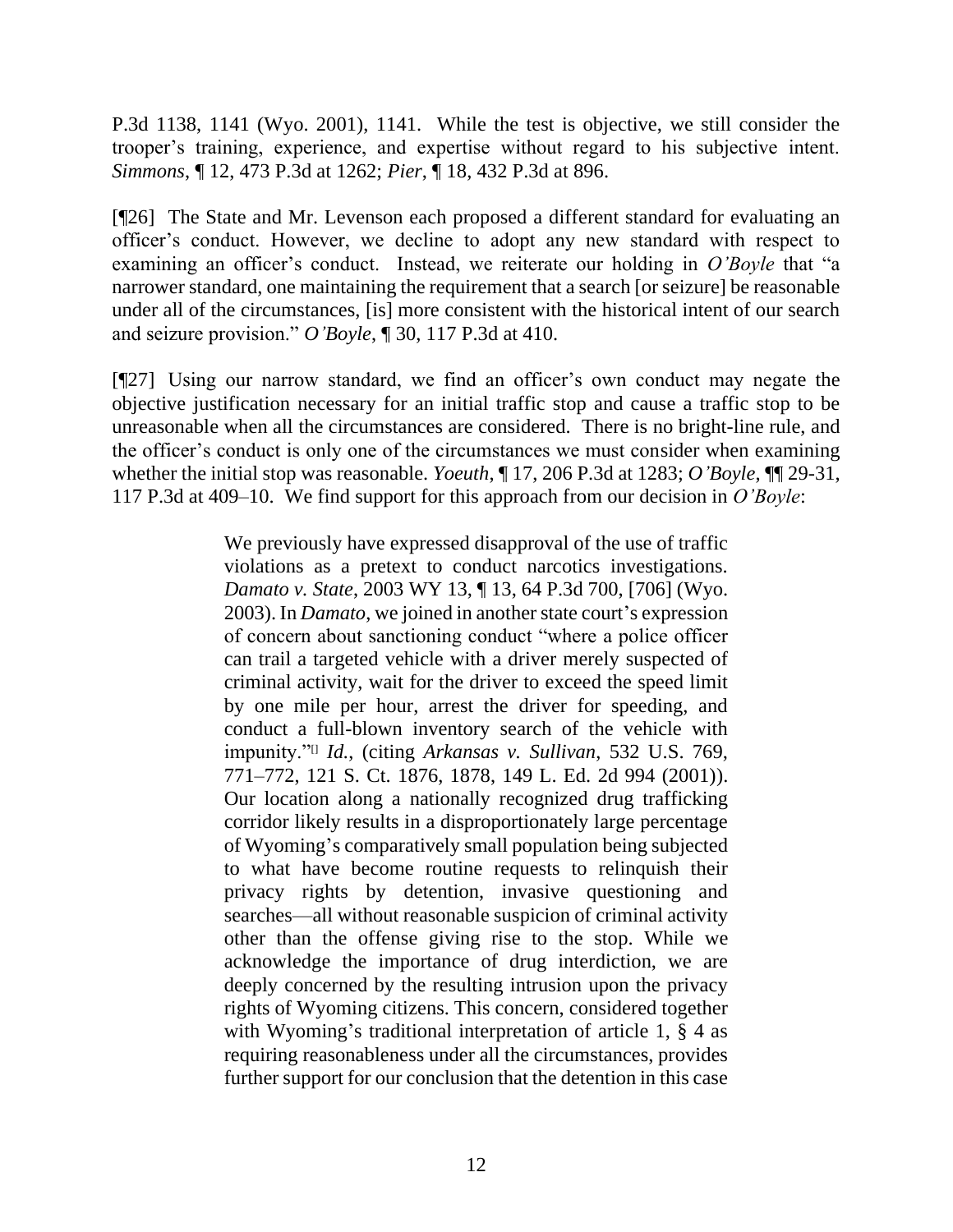P.3d 1138, 1141 (Wyo. 2001), 1141. While the test is objective, we still consider the trooper's training, experience, and expertise without regard to his subjective intent. *Simmons*, ¶ 12, 473 P.3d at 1262; *Pier*, ¶ 18, 432 P.3d at 896.

[¶26] The State and Mr. Levenson each proposed a different standard for evaluating an officer's conduct. However, we decline to adopt any new standard with respect to examining an officer's conduct. Instead, we reiterate our holding in *O'Boyle* that "a narrower standard, one maintaining the requirement that a search [or seizure] be reasonable under all of the circumstances, [is] more consistent with the historical intent of our search and seizure provision." *O'Boyle*, ¶ 30, 117 P.3d at 410.

[¶27] Using our narrow standard, we find an officer's own conduct may negate the objective justification necessary for an initial traffic stop and cause a traffic stop to be unreasonable when all the circumstances are considered. There is no bright-line rule, and the officer's conduct is only one of the circumstances we must consider when examining whether the initial stop was reasonable. *Yoeuth*, ¶ 17, 206 P.3d at 1283; *O'Boyle*, ¶¶ 29-31, 117 P.3d at 409–10. We find support for this approach from our decision in *O'Boyle*:

> We previously have expressed disapproval of the use of traffic violations as a pretext to conduct narcotics investigations. *Damato v. State*, 2003 WY 13, ¶ 13, 64 P.3d 700, [706] (Wyo. 2003). In *Damato*, we joined in another state court's expression of concern about sanctioning conduct "where a police officer can trail a targeted vehicle with a driver merely suspected of criminal activity, wait for the driver to exceed the speed limit by one mile per hour, arrest the driver for speeding, and conduct a full-blown inventory search of the vehicle with impunity."[] *Id.*, (citing *Arkansas v. Sullivan*, 532 U.S. 769, 771–772, 121 S. Ct. 1876, 1878, 149 L. Ed. 2d 994 (2001)). Our location along a nationally recognized drug trafficking corridor likely results in a disproportionately large percentage of Wyoming's comparatively small population being subjected to what have become routine requests to relinquish their privacy rights by detention, invasive questioning and searches—all without reasonable suspicion of criminal activity other than the offense giving rise to the stop. While we acknowledge the importance of drug interdiction, we are deeply concerned by the resulting intrusion upon the privacy rights of Wyoming citizens. This concern, considered together with Wyoming's traditional interpretation of article 1, § 4 as requiring reasonableness under all the circumstances, provides further support for our conclusion that the detention in this case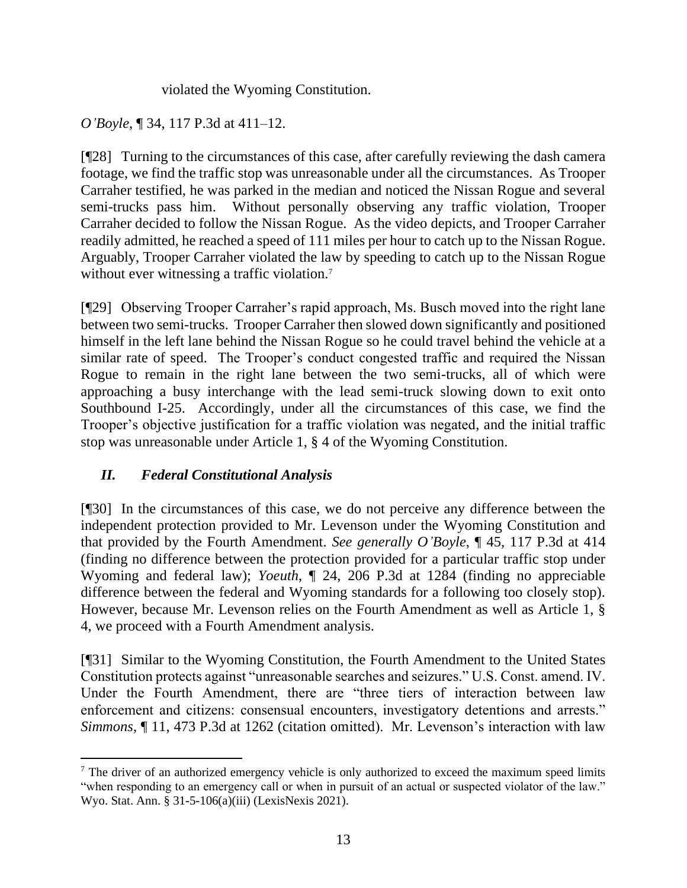violated the Wyoming Constitution.

*O'Boyle*, ¶ 34, 117 P.3d at 411–12.

[¶28] Turning to the circumstances of this case, after carefully reviewing the dash camera footage, we find the traffic stop was unreasonable under all the circumstances. As Trooper Carraher testified, he was parked in the median and noticed the Nissan Rogue and several semi-trucks pass him. Without personally observing any traffic violation, Trooper Carraher decided to follow the Nissan Rogue. As the video depicts, and Trooper Carraher readily admitted, he reached a speed of 111 miles per hour to catch up to the Nissan Rogue. Arguably, Trooper Carraher violated the law by speeding to catch up to the Nissan Rogue without ever witnessing a traffic violation.[7]

[¶29] Observing Trooper Carraher's rapid approach, Ms. Busch moved into the right lane between two semi-trucks. Trooper Carraher then slowed down significantly and positioned himself in the left lane behind the Nissan Rogue so he could travel behind the vehicle at a similar rate of speed. The Trooper's conduct congested traffic and required the Nissan Rogue to remain in the right lane between the two semi-trucks, all of which were approaching a busy interchange with the lead semi-truck slowing down to exit onto Southbound I-25. Accordingly, under all the circumstances of this case, we find the Trooper's objective justification for a traffic violation was negated, and the initial traffic stop was unreasonable under Article 1, § 4 of the Wyoming Constitution.

## *II. Federal Constitutional Analysis*

[¶30] In the circumstances of this case, we do not perceive any difference between the independent protection provided to Mr. Levenson under the Wyoming Constitution and that provided by the Fourth Amendment. *See generally O'Boyle*, ¶ 45, 117 P.3d at 414 (finding no difference between the protection provided for a particular traffic stop under Wyoming and federal law); *Yoeuth*, ¶ 24, 206 P.3d at 1284 (finding no appreciable difference between the federal and Wyoming standards for a following too closely stop). However, because Mr. Levenson relies on the Fourth Amendment as well as Article 1, § 4, we proceed with a Fourth Amendment analysis.

[¶31] Similar to the Wyoming Constitution, the Fourth Amendment to the United States Constitution protects against "unreasonable searches and seizures." U.S. Const. amend. IV. Under the Fourth Amendment, there are "three tiers of interaction between law enforcement and citizens: consensual encounters, investigatory detentions and arrests." *Simmons*, ¶ 11, 473 P.3d at 1262 (citation omitted). Mr. Levenson's interaction with law

---

[7] The driver of an authorized emergency vehicle is only authorized to exceed the maximum speed limits "when responding to an emergency call or when in pursuit of an actual or suspected violator of the law." Wyo. Stat. Ann. § 31-5-106(a)(iii) (LexisNexis 2021).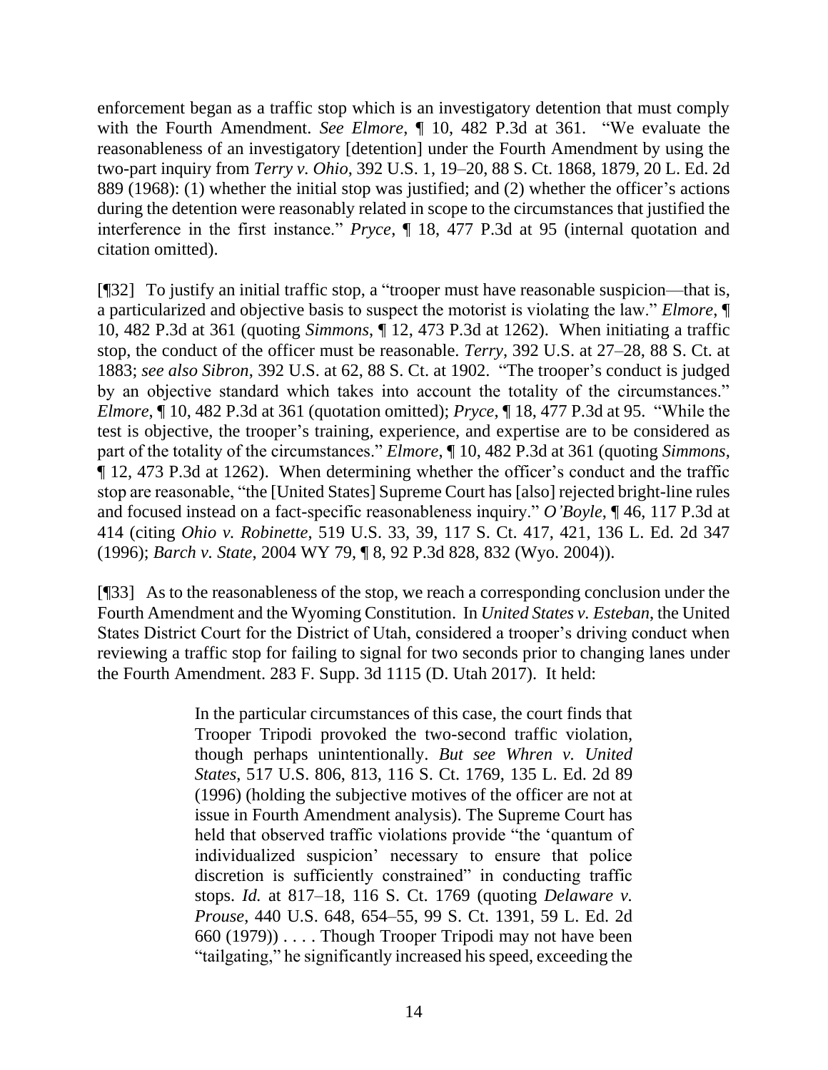enforcement began as a traffic stop which is an investigatory detention that must comply with the Fourth Amendment. *See Elmore*, ¶ 10, 482 P.3d at 361. "We evaluate the reasonableness of an investigatory [detention] under the Fourth Amendment by using the two-part inquiry from *Terry v. Ohio*, 392 U.S. 1, 19–20, 88 S. Ct. 1868, 1879, 20 L. Ed. 2d 889 (1968): (1) whether the initial stop was justified; and (2) whether the officer's actions during the detention were reasonably related in scope to the circumstances that justified the interference in the first instance." *Pryce*, ¶ 18, 477 P.3d at 95 (internal quotation and citation omitted).

[¶32] To justify an initial traffic stop, a "trooper must have reasonable suspicion—that is, a particularized and objective basis to suspect the motorist is violating the law." *Elmore*, ¶ 10, 482 P.3d at 361 (quoting *Simmons*, ¶ 12, 473 P.3d at 1262). When initiating a traffic stop, the conduct of the officer must be reasonable. *Terry*, 392 U.S. at 27–28, 88 S. Ct. at 1883; *see also Sibron*, 392 U.S. at 62, 88 S. Ct. at 1902. "The trooper's conduct is judged by an objective standard which takes into account the totality of the circumstances." *Elmore*, ¶ 10, 482 P.3d at 361 (quotation omitted); *Pryce*, ¶ 18, 477 P.3d at 95. "While the test is objective, the trooper's training, experience, and expertise are to be considered as part of the totality of the circumstances." *Elmore*, ¶ 10, 482 P.3d at 361 (quoting *Simmons*, ¶ 12, 473 P.3d at 1262). When determining whether the officer's conduct and the traffic stop are reasonable, "the [United States] Supreme Court has [also] rejected bright-line rules and focused instead on a fact-specific reasonableness inquiry." *O'Boyle*, ¶ 46, 117 P.3d at 414 (citing *Ohio v. Robinette*, 519 U.S. 33, 39, 117 S. Ct. 417, 421, 136 L. Ed. 2d 347 (1996); *Barch v. State*, 2004 WY 79, ¶ 8, 92 P.3d 828, 832 (Wyo. 2004)).

[¶33] As to the reasonableness of the stop, we reach a corresponding conclusion under the Fourth Amendment and the Wyoming Constitution. In *United States v. Esteban*, the United States District Court for the District of Utah, considered a trooper's driving conduct when reviewing a traffic stop for failing to signal for two seconds prior to changing lanes under the Fourth Amendment. 283 F. Supp. 3d 1115 (D. Utah 2017). It held:

> In the particular circumstances of this case, the court finds that Trooper Tripodi provoked the two-second traffic violation, though perhaps unintentionally. *But see Whren v. United States*, 517 U.S. 806, 813, 116 S. Ct. 1769, 135 L. Ed. 2d 89 (1996) (holding the subjective motives of the officer are not at issue in Fourth Amendment analysis). The Supreme Court has held that observed traffic violations provide "the 'quantum of individualized suspicion' necessary to ensure that police discretion is sufficiently constrained" in conducting traffic stops. *Id.* at 817–18, 116 S. Ct. 1769 (quoting *Delaware v. Prouse*, 440 U.S. 648, 654–55, 99 S. Ct. 1391, 59 L. Ed. 2d 660 (1979)) . . . . Though Trooper Tripodi may not have been "tailgating," he significantly increased his speed, exceeding the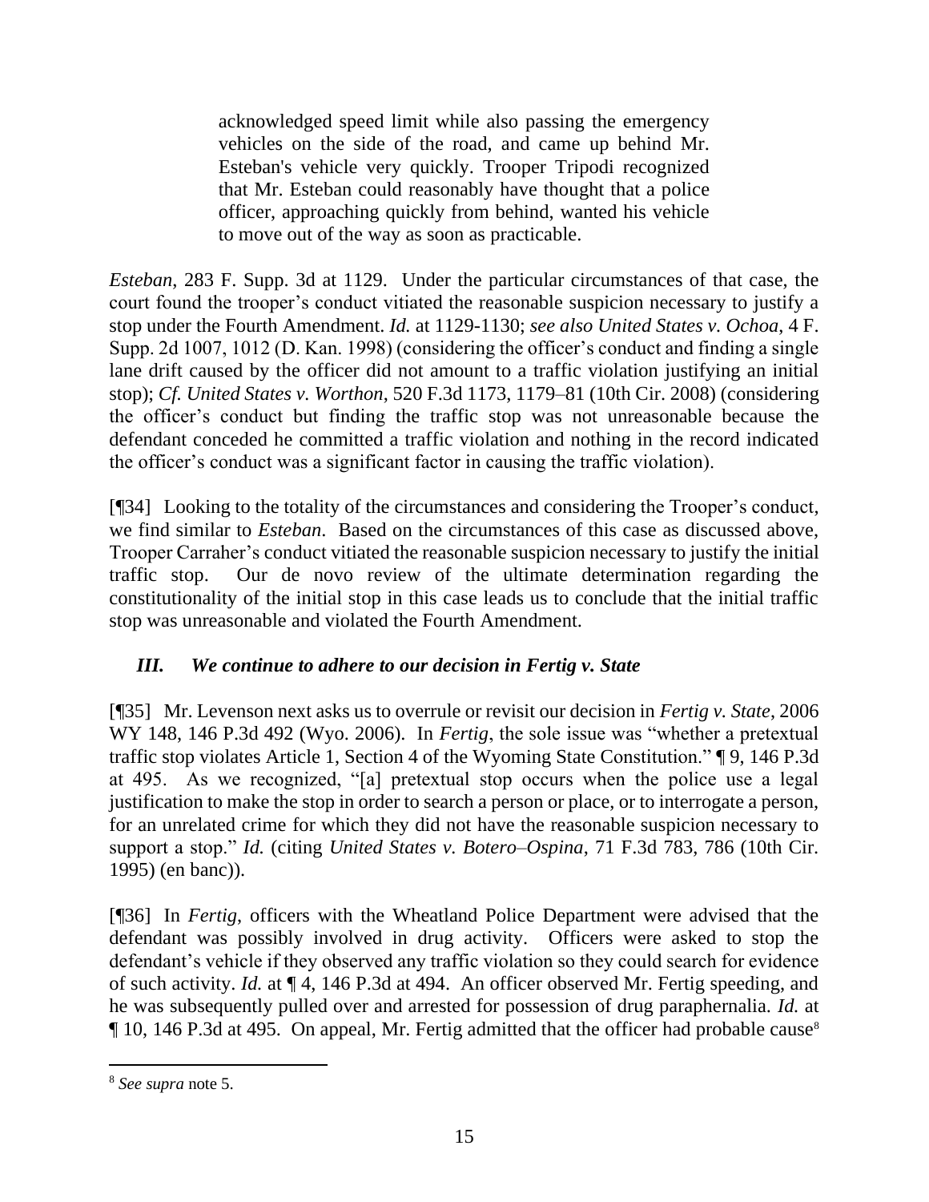> acknowledged speed limit while also passing the emergency vehicles on the side of the road, and came up behind Mr. Esteban's vehicle very quickly. Trooper Tripodi recognized that Mr. Esteban could reasonably have thought that a police officer, approaching quickly from behind, wanted his vehicle to move out of the way as soon as practicable.

*Esteban*, 283 F. Supp. 3d at 1129. Under the particular circumstances of that case, the court found the trooper's conduct vitiated the reasonable suspicion necessary to justify a stop under the Fourth Amendment. *Id.* at 1129-1130; *see also United States v. Ochoa*, 4 F. Supp. 2d 1007, 1012 (D. Kan. 1998) (considering the officer's conduct and finding a single lane drift caused by the officer did not amount to a traffic violation justifying an initial stop); *Cf. United States v. Worthon*, 520 F.3d 1173, 1179–81 (10th Cir. 2008) (considering the officer's conduct but finding the traffic stop was not unreasonable because the defendant conceded he committed a traffic violation and nothing in the record indicated the officer's conduct was a significant factor in causing the traffic violation).

[¶34] Looking to the totality of the circumstances and considering the Trooper's conduct, we find similar to *Esteban*. Based on the circumstances of this case as discussed above, Trooper Carraher's conduct vitiated the reasonable suspicion necessary to justify the initial traffic stop. Our de novo review of the ultimate determination regarding the constitutionality of the initial stop in this case leads us to conclude that the initial traffic stop was unreasonable and violated the Fourth Amendment.

### *III. We continue to adhere to our decision in Fertig v. State*

[¶35] Mr. Levenson next asks us to overrule or revisit our decision in *Fertig v. State*, 2006 WY 148, 146 P.3d 492 (Wyo. 2006). In *Fertig*, the sole issue was "whether a pretextual traffic stop violates Article 1, Section 4 of the Wyoming State Constitution." ¶ 9, 146 P.3d at 495. As we recognized, "[a] pretextual stop occurs when the police use a legal justification to make the stop in order to search a person or place, or to interrogate a person, for an unrelated crime for which they did not have the reasonable suspicion necessary to support a stop." *Id.* (citing *United States v. Botero–Ospina*, 71 F.3d 783, 786 (10th Cir. 1995) (en banc)).

[¶36] In *Fertig*, officers with the Wheatland Police Department were advised that the defendant was possibly involved in drug activity. Officers were asked to stop the defendant's vehicle if they observed any traffic violation so they could search for evidence of such activity. *Id.* at ¶ 4, 146 P.3d at 494. An officer observed Mr. Fertig speeding, and he was subsequently pulled over and arrested for possession of drug paraphernalia. *Id.* at ¶ 10, 146 P.3d at 495. On appeal, Mr. Fertig admitted that the officer had probable cause[8]

---

[8] *See supra* note 5.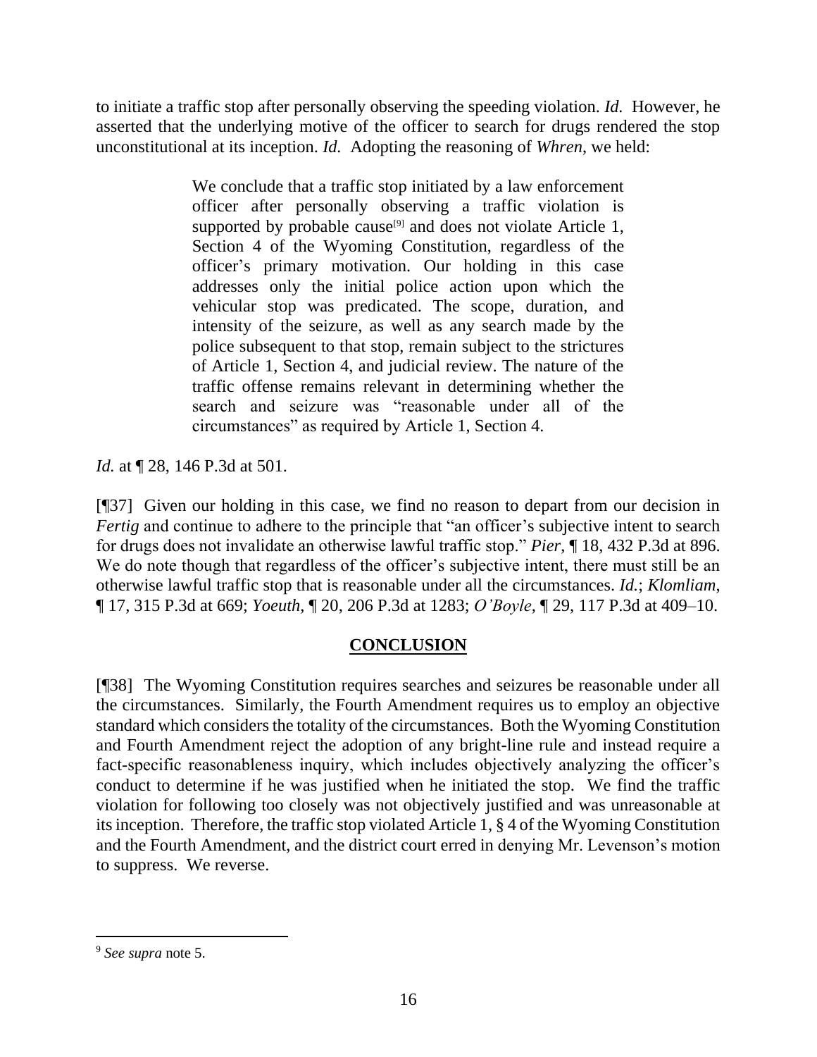to initiate a traffic stop after personally observing the speeding violation. *Id.* However, he asserted that the underlying motive of the officer to search for drugs rendered the stop unconstitutional at its inception. *Id.* Adopting the reasoning of *Whren*, we held:

> We conclude that a traffic stop initiated by a law enforcement officer after personally observing a traffic violation is supported by probable cause[9] and does not violate Article 1, Section 4 of the Wyoming Constitution, regardless of the officer's primary motivation. Our holding in this case addresses only the initial police action upon which the vehicular stop was predicated. The scope, duration, and intensity of the seizure, as well as any search made by the police subsequent to that stop, remain subject to the strictures of Article 1, Section 4, and judicial review. The nature of the traffic offense remains relevant in determining whether the search and seizure was "reasonable under all of the circumstances" as required by Article 1, Section 4.

*Id.* at ¶ 28, 146 P.3d at 501.

[¶37] Given our holding in this case, we find no reason to depart from our decision in *Fertig* and continue to adhere to the principle that "an officer's subjective intent to search for drugs does not invalidate an otherwise lawful traffic stop." *Pier*, ¶ 18, 432 P.3d at 896. We do note though that regardless of the officer's subjective intent, there must still be an otherwise lawful traffic stop that is reasonable under all the circumstances. *Id.*; *Klomliam*, ¶ 17, 315 P.3d at 669; *Yoeuth*, ¶ 20, 206 P.3d at 1283; *O'Boyle*, ¶ 29, 117 P.3d at 409–10.

## CONCLUSION

[¶38] The Wyoming Constitution requires searches and seizures be reasonable under all the circumstances. Similarly, the Fourth Amendment requires us to employ an objective standard which considers the totality of the circumstances. Both the Wyoming Constitution and Fourth Amendment reject the adoption of any bright-line rule and instead require a fact-specific reasonableness inquiry, which includes objectively analyzing the officer's conduct to determine if he was justified when he initiated the stop. We find the traffic violation for following too closely was not objectively justified and was unreasonable at its inception. Therefore, the traffic stop violated Article 1, § 4 of the Wyoming Constitution and the Fourth Amendment, and the district court erred in denying Mr. Levenson's motion to suppress. We reverse.

---

[9] *See supra* note 5.